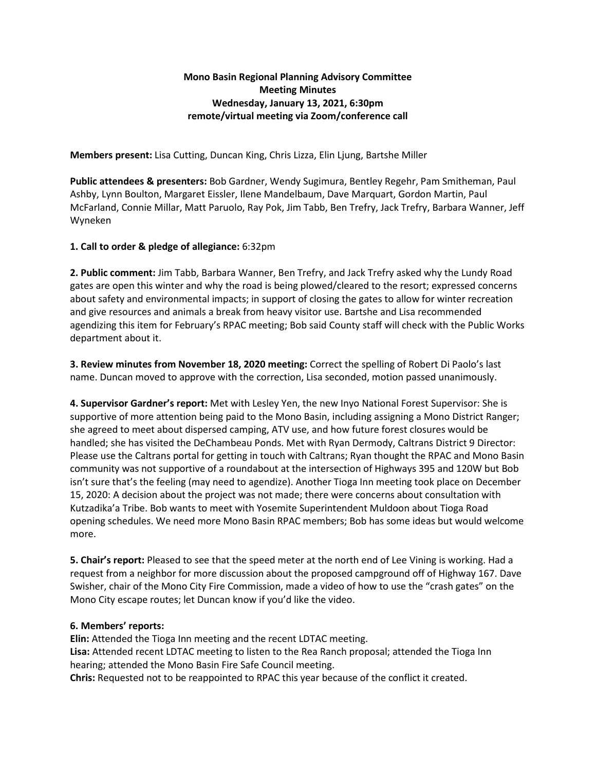**Mono Basin Regional Planning Advisory Committee**
**Meeting Minutes**
**Wednesday, January 13, 2021, 6:30pm**
**remote/virtual meeting via Zoom/conference call**

**Members present:** Lisa Cutting, Duncan King, Chris Lizza, Elin Ljung, Bartshe Miller

**Public attendees & presenters:** Bob Gardner, Wendy Sugimura, Bentley Regehr, Pam Smitheman, Paul Ashby, Lynn Boulton, Margaret Eissler, Ilene Mandelbaum, Dave Marquart, Gordon Martin, Paul McFarland, Connie Millar, Matt Paruolo, Ray Pok, Jim Tabb, Ben Trefry, Jack Trefry, Barbara Wanner, Jeff Wyneken

**1. Call to order & pledge of allegiance:** 6:32pm

**2. Public comment:** Jim Tabb, Barbara Wanner, Ben Trefry, and Jack Trefry asked why the Lundy Road gates are open this winter and why the road is being plowed/cleared to the resort; expressed concerns about safety and environmental impacts; in support of closing the gates to allow for winter recreation and give resources and animals a break from heavy visitor use. Bartshe and Lisa recommended agendizing this item for February's RPAC meeting; Bob said County staff will check with the Public Works department about it.

**3. Review minutes from November 18, 2020 meeting:** Correct the spelling of Robert Di Paolo's last name. Duncan moved to approve with the correction, Lisa seconded, motion passed unanimously.

**4. Supervisor Gardner's report:** Met with Lesley Yen, the new Inyo National Forest Supervisor: She is supportive of more attention being paid to the Mono Basin, including assigning a Mono District Ranger; she agreed to meet about dispersed camping, ATV use, and how future forest closures would be handled; she has visited the DeChambeau Ponds. Met with Ryan Dermody, Caltrans District 9 Director: Please use the Caltrans portal for getting in touch with Caltrans; Ryan thought the RPAC and Mono Basin community was not supportive of a roundabout at the intersection of Highways 395 and 120W but Bob isn't sure that's the feeling (may need to agendize). Another Tioga Inn meeting took place on December 15, 2020: A decision about the project was not made; there were concerns about consultation with Kutzadika'a Tribe. Bob wants to meet with Yosemite Superintendent Muldoon about Tioga Road opening schedules. We need more Mono Basin RPAC members; Bob has some ideas but would welcome more.

**5. Chair's report:** Pleased to see that the speed meter at the north end of Lee Vining is working. Had a request from a neighbor for more discussion about the proposed campground off of Highway 167. Dave Swisher, chair of the Mono City Fire Commission, made a video of how to use the "crash gates" on the Mono City escape routes; let Duncan know if you'd like the video.

**6. Members' reports:**

**Elin:** Attended the Tioga Inn meeting and the recent LDTAC meeting.

**Lisa:** Attended recent LDTAC meeting to listen to the Rea Ranch proposal; attended the Tioga Inn hearing; attended the Mono Basin Fire Safe Council meeting.

**Chris:** Requested not to be reappointed to RPAC this year because of the conflict it created.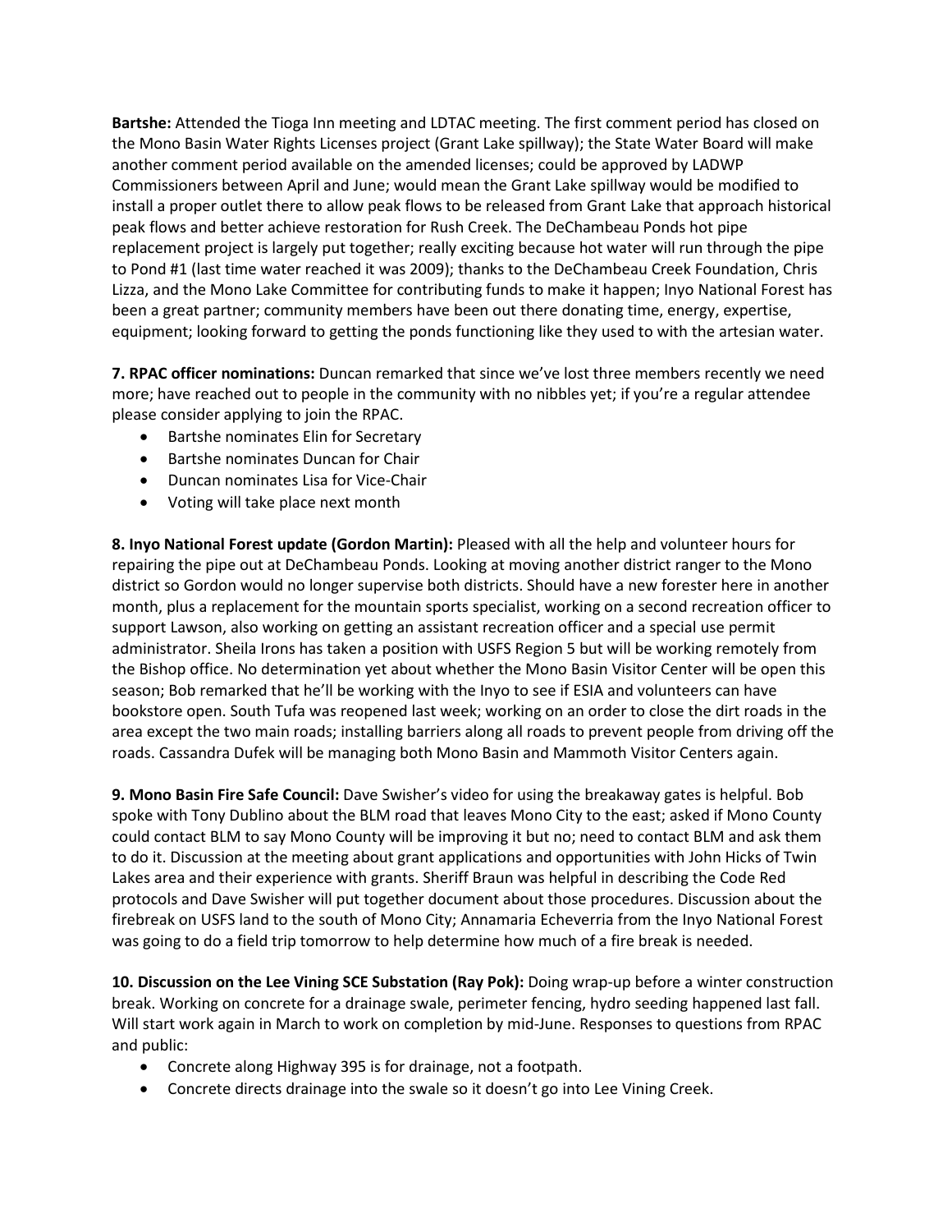**Bartshe:** Attended the Tioga Inn meeting and LDTAC meeting. The first comment period has closed on the Mono Basin Water Rights Licenses project (Grant Lake spillway); the State Water Board will make another comment period available on the amended licenses; could be approved by LADWP Commissioners between April and June; would mean the Grant Lake spillway would be modified to install a proper outlet there to allow peak flows to be released from Grant Lake that approach historical peak flows and better achieve restoration for Rush Creek. The DeChambeau Ponds hot pipe replacement project is largely put together; really exciting because hot water will run through the pipe to Pond #1 (last time water reached it was 2009); thanks to the DeChambeau Creek Foundation, Chris Lizza, and the Mono Lake Committee for contributing funds to make it happen; Inyo National Forest has been a great partner; community members have been out there donating time, energy, expertise, equipment; looking forward to getting the ponds functioning like they used to with the artesian water.

**7. RPAC officer nominations:** Duncan remarked that since we've lost three members recently we need more; have reached out to people in the community with no nibbles yet; if you're a regular attendee please consider applying to join the RPAC.

- Bartshe nominates Elin for Secretary
- Bartshe nominates Duncan for Chair
- Duncan nominates Lisa for Vice-Chair
- Voting will take place next month

**8. Inyo National Forest update (Gordon Martin):** Pleased with all the help and volunteer hours for repairing the pipe out at DeChambeau Ponds. Looking at moving another district ranger to the Mono district so Gordon would no longer supervise both districts. Should have a new forester here in another month, plus a replacement for the mountain sports specialist, working on a second recreation officer to support Lawson, also working on getting an assistant recreation officer and a special use permit administrator. Sheila Irons has taken a position with USFS Region 5 but will be working remotely from the Bishop office. No determination yet about whether the Mono Basin Visitor Center will be open this season; Bob remarked that he'll be working with the Inyo to see if ESIA and volunteers can have bookstore open. South Tufa was reopened last week; working on an order to close the dirt roads in the area except the two main roads; installing barriers along all roads to prevent people from driving off the roads. Cassandra Dufek will be managing both Mono Basin and Mammoth Visitor Centers again.

**9. Mono Basin Fire Safe Council:** Dave Swisher's video for using the breakaway gates is helpful. Bob spoke with Tony Dublino about the BLM road that leaves Mono City to the east; asked if Mono County could contact BLM to say Mono County will be improving it but no; need to contact BLM and ask them to do it. Discussion at the meeting about grant applications and opportunities with John Hicks of Twin Lakes area and their experience with grants. Sheriff Braun was helpful in describing the Code Red protocols and Dave Swisher will put together document about those procedures. Discussion about the firebreak on USFS land to the south of Mono City; Annamaria Echeverria from the Inyo National Forest was going to do a field trip tomorrow to help determine how much of a fire break is needed.

**10. Discussion on the Lee Vining SCE Substation (Ray Pok):** Doing wrap-up before a winter construction break. Working on concrete for a drainage swale, perimeter fencing, hydro seeding happened last fall. Will start work again in March to work on completion by mid-June. Responses to questions from RPAC and public:

- Concrete along Highway 395 is for drainage, not a footpath.
- Concrete directs drainage into the swale so it doesn't go into Lee Vining Creek.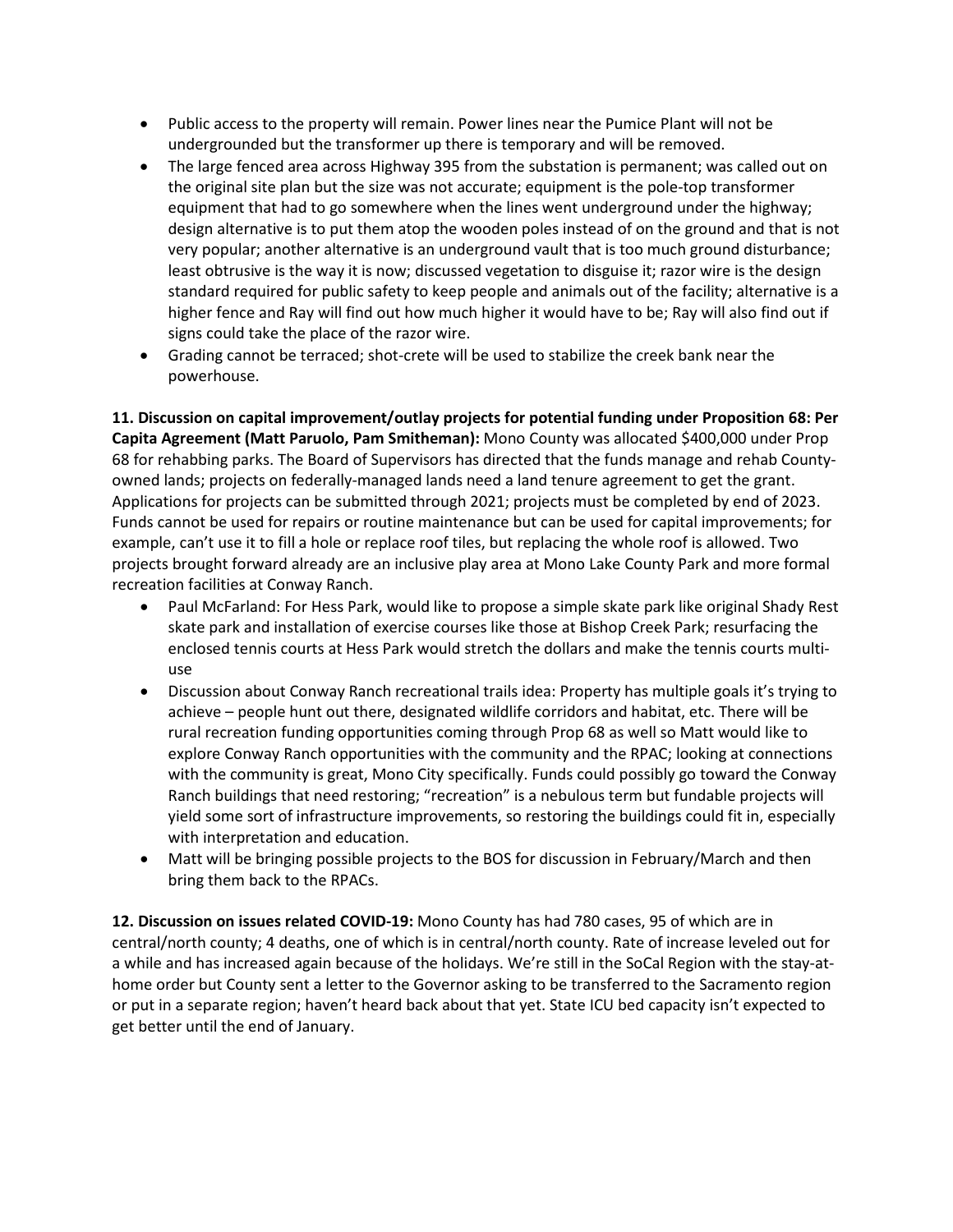- Public access to the property will remain. Power lines near the Pumice Plant will not be undergrounded but the transformer up there is temporary and will be removed.
- The large fenced area across Highway 395 from the substation is permanent; was called out on the original site plan but the size was not accurate; equipment is the pole-top transformer equipment that had to go somewhere when the lines went underground under the highway; design alternative is to put them atop the wooden poles instead of on the ground and that is not very popular; another alternative is an underground vault that is too much ground disturbance; least obtrusive is the way it is now; discussed vegetation to disguise it; razor wire is the design standard required for public safety to keep people and animals out of the facility; alternative is a higher fence and Ray will find out how much higher it would have to be; Ray will also find out if signs could take the place of the razor wire.
- Grading cannot be terraced; shot-crete will be used to stabilize the creek bank near the powerhouse.

**11. Discussion on capital improvement/outlay projects for potential funding under Proposition 68: Per Capita Agreement (Matt Paruolo, Pam Smitheman):** Mono County was allocated $400,000 under Prop 68 for rehabbing parks. The Board of Supervisors has directed that the funds manage and rehab County-owned lands; projects on federally-managed lands need a land tenure agreement to get the grant. Applications for projects can be submitted through 2021; projects must be completed by end of 2023. Funds cannot be used for repairs or routine maintenance but can be used for capital improvements; for example, can't use it to fill a hole or replace roof tiles, but replacing the whole roof is allowed. Two projects brought forward already are an inclusive play area at Mono Lake County Park and more formal recreation facilities at Conway Ranch.

- Paul McFarland: For Hess Park, would like to propose a simple skate park like original Shady Rest skate park and installation of exercise courses like those at Bishop Creek Park; resurfacing the enclosed tennis courts at Hess Park would stretch the dollars and make the tennis courts multi-use
- Discussion about Conway Ranch recreational trails idea: Property has multiple goals it's trying to achieve – people hunt out there, designated wildlife corridors and habitat, etc. There will be rural recreation funding opportunities coming through Prop 68 as well so Matt would like to explore Conway Ranch opportunities with the community and the RPAC; looking at connections with the community is great, Mono City specifically. Funds could possibly go toward the Conway Ranch buildings that need restoring; "recreation" is a nebulous term but fundable projects will yield some sort of infrastructure improvements, so restoring the buildings could fit in, especially with interpretation and education.
- Matt will be bringing possible projects to the BOS for discussion in February/March and then bring them back to the RPACs.

**12. Discussion on issues related COVID-19:** Mono County has had 780 cases, 95 of which are in central/north county; 4 deaths, one of which is in central/north county. Rate of increase leveled out for a while and has increased again because of the holidays. We're still in the SoCal Region with the stay-at-home order but County sent a letter to the Governor asking to be transferred to the Sacramento region or put in a separate region; haven't heard back about that yet. State ICU bed capacity isn't expected to get better until the end of January.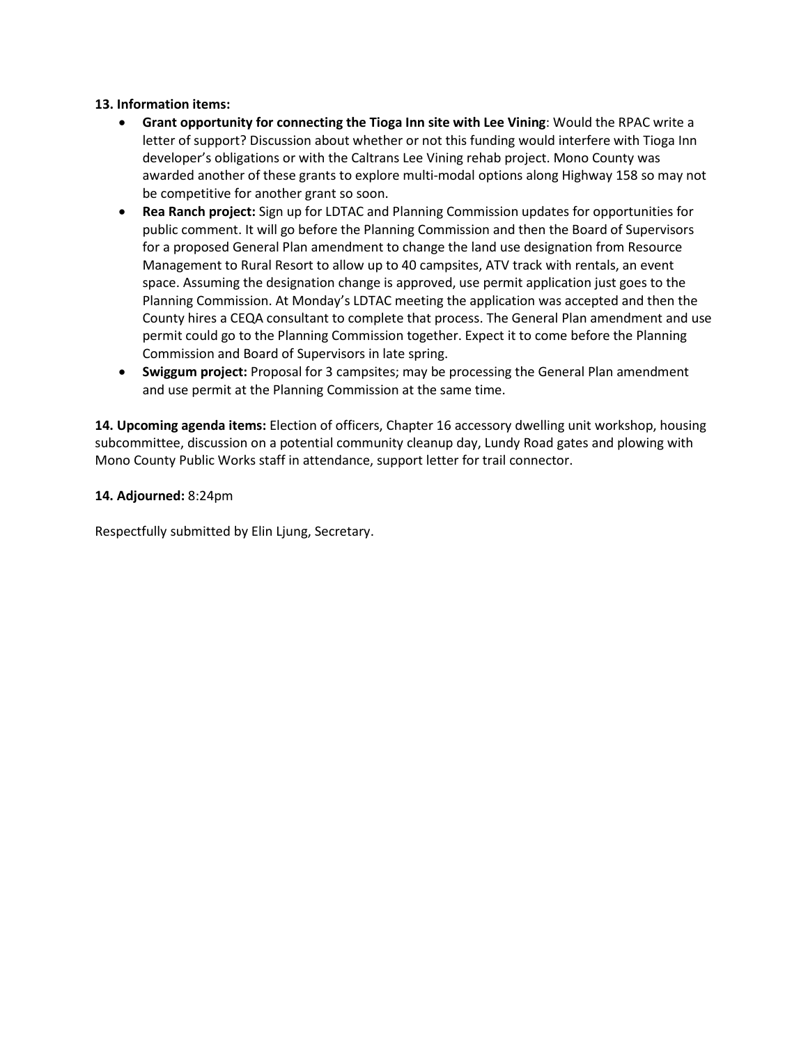**13. Information items:**

- **Grant opportunity for connecting the Tioga Inn site with Lee Vining**: Would the RPAC write a letter of support? Discussion about whether or not this funding would interfere with Tioga Inn developer's obligations or with the Caltrans Lee Vining rehab project. Mono County was awarded another of these grants to explore multi-modal options along Highway 158 so may not be competitive for another grant so soon.
- **Rea Ranch project:** Sign up for LDTAC and Planning Commission updates for opportunities for public comment. It will go before the Planning Commission and then the Board of Supervisors for a proposed General Plan amendment to change the land use designation from Resource Management to Rural Resort to allow up to 40 campsites, ATV track with rentals, an event space. Assuming the designation change is approved, use permit application just goes to the Planning Commission. At Monday's LDTAC meeting the application was accepted and then the County hires a CEQA consultant to complete that process. The General Plan amendment and use permit could go to the Planning Commission together. Expect it to come before the Planning Commission and Board of Supervisors in late spring.
- **Swiggum project:** Proposal for 3 campsites; may be processing the General Plan amendment and use permit at the Planning Commission at the same time.

**14. Upcoming agenda items:** Election of officers, Chapter 16 accessory dwelling unit workshop, housing subcommittee, discussion on a potential community cleanup day, Lundy Road gates and plowing with Mono County Public Works staff in attendance, support letter for trail connector.

**14. Adjourned:** 8:24pm

Respectfully submitted by Elin Ljung, Secretary.